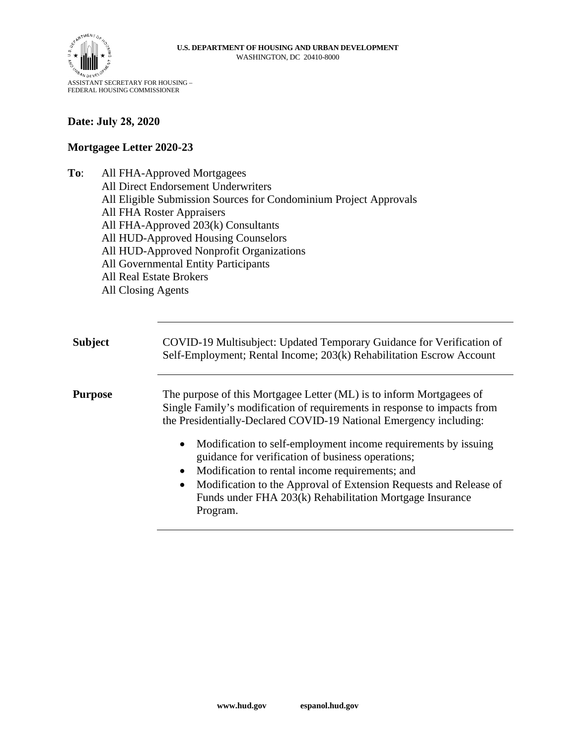**U.S. DEPARTMENT OF HOUSING AND URBAN DEVELOPMENT**
WASHINGTON, DC 20410-8000

ASSISTANT SECRETARY FOR HOUSING –
FEDERAL HOUSING COMMISSIONER

**Date: July 28, 2020**

**Mortgagee Letter 2020-23**

**To**: All FHA-Approved Mortgagees
All Direct Endorsement Underwriters
All Eligible Submission Sources for Condominium Project Approvals
All FHA Roster Appraisers
All FHA-Approved 203(k) Consultants
All HUD-Approved Housing Counselors
All HUD-Approved Nonprofit Organizations
All Governmental Entity Participants
All Real Estate Brokers
All Closing Agents

| | |
|---|---|
| **Subject** | COVID-19 Multisubject: Updated Temporary Guidance for Verification of Self-Employment; Rental Income; 203(k) Rehabilitation Escrow Account |
| **Purpose** | The purpose of this Mortgagee Letter (ML) is to inform Mortgagees of Single Family's modification of requirements in response to impacts from the Presidentially-Declared COVID-19 National Emergency including:<br><br>• Modification to self-employment income requirements by issuing guidance for verification of business operations;<br>• Modification to rental income requirements; and<br>• Modification to the Approval of Extension Requests and Release of Funds under FHA 203(k) Rehabilitation Mortgage Insurance Program. |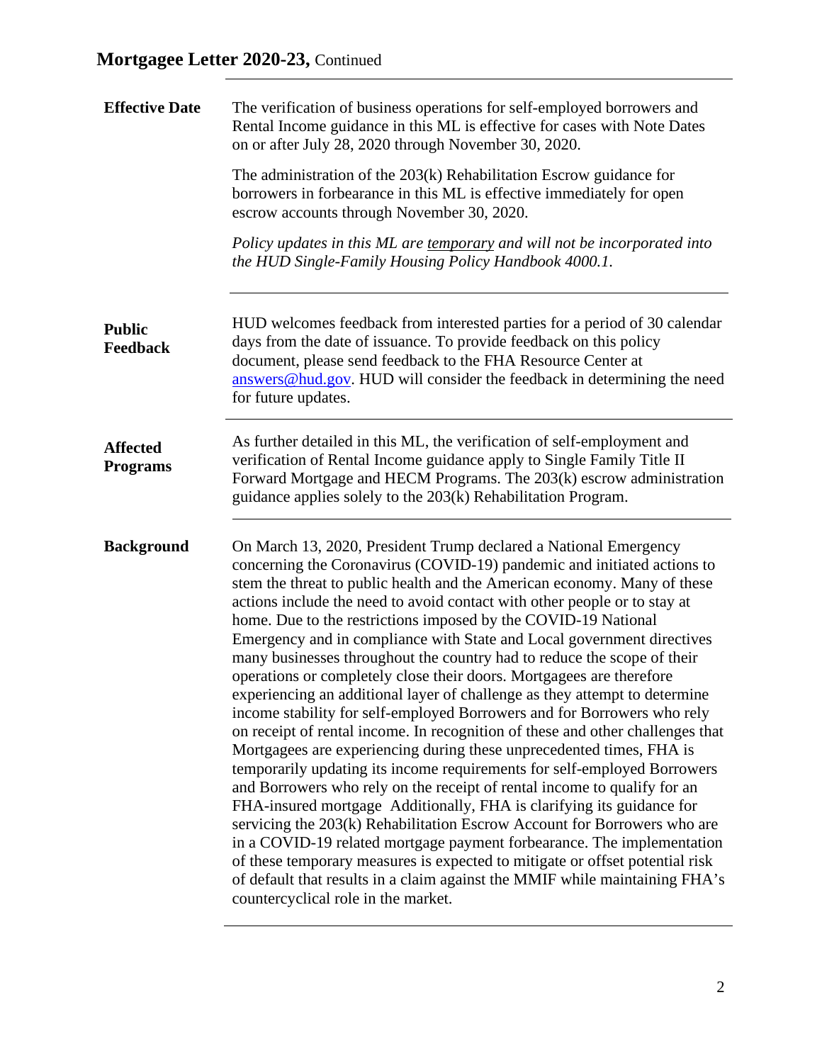**Effective Date**

The verification of business operations for self-employed borrowers and Rental Income guidance in this ML is effective for cases with Note Dates on or after July 28, 2020 through November 30, 2020.

The administration of the 203(k) Rehabilitation Escrow guidance for borrowers in forbearance in this ML is effective immediately for open escrow accounts through November 30, 2020.

*Policy updates in this ML are temporary and will not be incorporated into the HUD Single-Family Housing Policy Handbook 4000.1.*

---

**Public Feedback**

HUD welcomes feedback from interested parties for a period of 30 calendar days from the date of issuance. To provide feedback on this policy document, please send feedback to the FHA Resource Center at answers@hud.gov. HUD will consider the feedback in determining the need for future updates.

---

**Affected Programs**

As further detailed in this ML, the verification of self-employment and verification of Rental Income guidance apply to Single Family Title II Forward Mortgage and HECM Programs. The 203(k) escrow administration guidance applies solely to the 203(k) Rehabilitation Program.

---

**Background**

On March 13, 2020, President Trump declared a National Emergency concerning the Coronavirus (COVID-19) pandemic and initiated actions to stem the threat to public health and the American economy. Many of these actions include the need to avoid contact with other people or to stay at home. Due to the restrictions imposed by the COVID-19 National Emergency and in compliance with State and Local government directives many businesses throughout the country had to reduce the scope of their operations or completely close their doors. Mortgagees are therefore experiencing an additional layer of challenge as they attempt to determine income stability for self-employed Borrowers and for Borrowers who rely on receipt of rental income. In recognition of these and other challenges that Mortgagees are experiencing during these unprecedented times, FHA is temporarily updating its income requirements for self-employed Borrowers and Borrowers who rely on the receipt of rental income to qualify for an FHA-insured mortgage Additionally, FHA is clarifying its guidance for servicing the 203(k) Rehabilitation Escrow Account for Borrowers who are in a COVID-19 related mortgage payment forbearance. The implementation of these temporary measures is expected to mitigate or offset potential risk of default that results in a claim against the MMIF while maintaining FHA's countercyclical role in the market.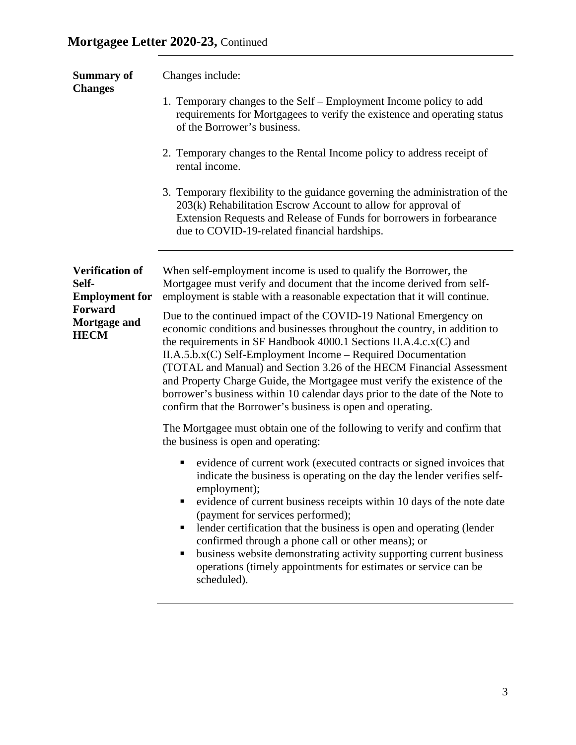**Summary of Changes**

Changes include:

1. Temporary changes to the Self – Employment Income policy to add requirements for Mortgagees to verify the existence and operating status of the Borrower's business.

2. Temporary changes to the Rental Income policy to address receipt of rental income.

3. Temporary flexibility to the guidance governing the administration of the 203(k) Rehabilitation Escrow Account to allow for approval of Extension Requests and Release of Funds for borrowers in forbearance due to COVID-19-related financial hardships.

**Verification of Self-Employment for Forward Mortgage and HECM**

When self-employment income is used to qualify the Borrower, the Mortgagee must verify and document that the income derived from self-employment is stable with a reasonable expectation that it will continue.

Due to the continued impact of the COVID-19 National Emergency on economic conditions and businesses throughout the country, in addition to the requirements in SF Handbook 4000.1 Sections II.A.4.c.x(C) and II.A.5.b.x(C) Self-Employment Income – Required Documentation (TOTAL and Manual) and Section 3.26 of the HECM Financial Assessment and Property Charge Guide, the Mortgagee must verify the existence of the borrower's business within 10 calendar days prior to the date of the Note to confirm that the Borrower's business is open and operating.

The Mortgagee must obtain one of the following to verify and confirm that the business is open and operating:

- evidence of current work (executed contracts or signed invoices that indicate the business is operating on the day the lender verifies self-employment);
- evidence of current business receipts within 10 days of the note date (payment for services performed);
- lender certification that the business is open and operating (lender confirmed through a phone call or other means); or
- business website demonstrating activity supporting current business operations (timely appointments for estimates or service can be scheduled).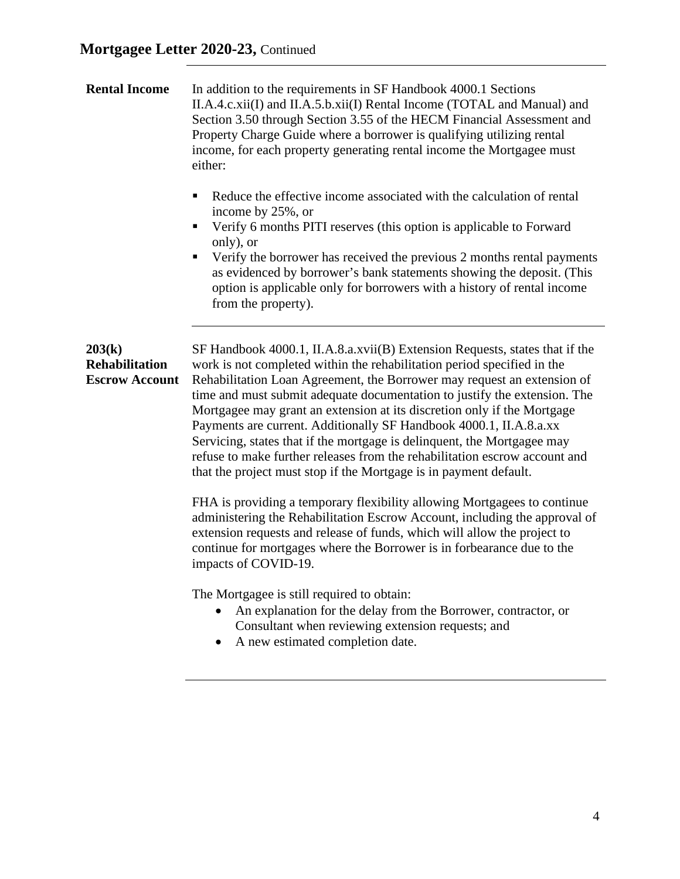## Rental Income

In addition to the requirements in SF Handbook 4000.1 Sections II.A.4.c.xii(I) and II.A.5.b.xii(I) Rental Income (TOTAL and Manual) and Section 3.50 through Section 3.55 of the HECM Financial Assessment and Property Charge Guide where a borrower is qualifying utilizing rental income, for each property generating rental income the Mortgagee must either:

- Reduce the effective income associated with the calculation of rental income by 25%, or
- Verify 6 months PITI reserves (this option is applicable to Forward only), or
- Verify the borrower has received the previous 2 months rental payments as evidenced by borrower's bank statements showing the deposit. (This option is applicable only for borrowers with a history of rental income from the property).

## 203(k) Rehabilitation Escrow Account

SF Handbook 4000.1, II.A.8.a.xvii(B) Extension Requests, states that if the work is not completed within the rehabilitation period specified in the Rehabilitation Loan Agreement, the Borrower may request an extension of time and must submit adequate documentation to justify the extension. The Mortgagee may grant an extension at its discretion only if the Mortgage Payments are current. Additionally SF Handbook 4000.1, II.A.8.a.xx Servicing, states that if the mortgage is delinquent, the Mortgagee may refuse to make further releases from the rehabilitation escrow account and that the project must stop if the Mortgage is in payment default.

FHA is providing a temporary flexibility allowing Mortgagees to continue administering the Rehabilitation Escrow Account, including the approval of extension requests and release of funds, which will allow the project to continue for mortgages where the Borrower is in forbearance due to the impacts of COVID-19.

The Mortgagee is still required to obtain:

- An explanation for the delay from the Borrower, contractor, or Consultant when reviewing extension requests; and
- A new estimated completion date.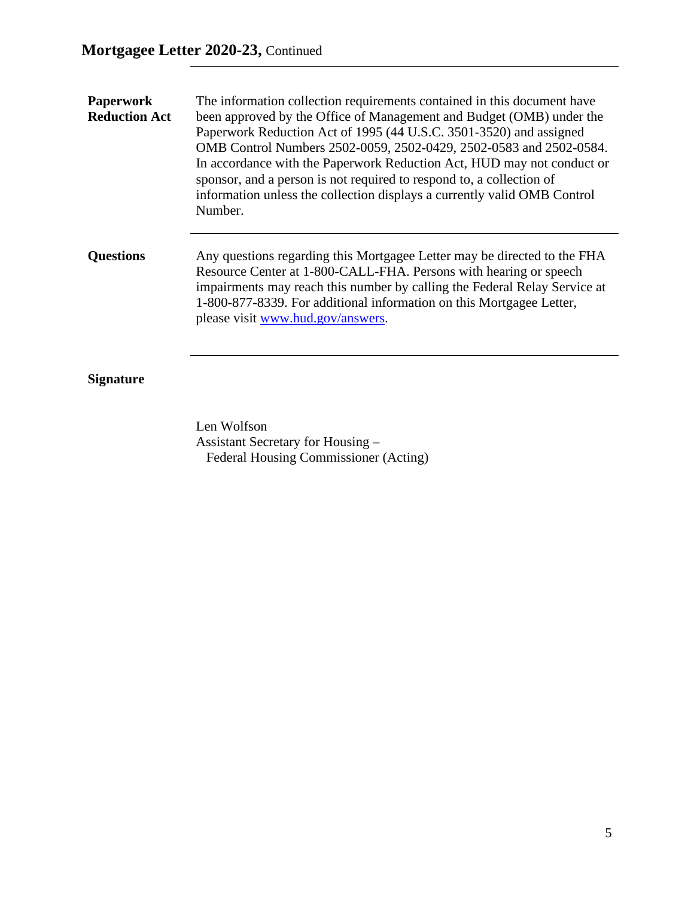**Paperwork Reduction Act**

The information collection requirements contained in this document have been approved by the Office of Management and Budget (OMB) under the Paperwork Reduction Act of 1995 (44 U.S.C. 3501-3520) and assigned OMB Control Numbers 2502-0059, 2502-0429, 2502-0583 and 2502-0584. In accordance with the Paperwork Reduction Act, HUD may not conduct or sponsor, and a person is not required to respond to, a collection of information unless the collection displays a currently valid OMB Control Number.

---

**Questions**

Any questions regarding this Mortgagee Letter may be directed to the FHA Resource Center at 1-800-CALL-FHA. Persons with hearing or speech impairments may reach this number by calling the Federal Relay Service at 1-800-877-8339. For additional information on this Mortgagee Letter, please visit [www.hud.gov/answers](http://www.hud.gov/answers).

---

**Signature**

Len Wolfson
Assistant Secretary for Housing –
Federal Housing Commissioner (Acting)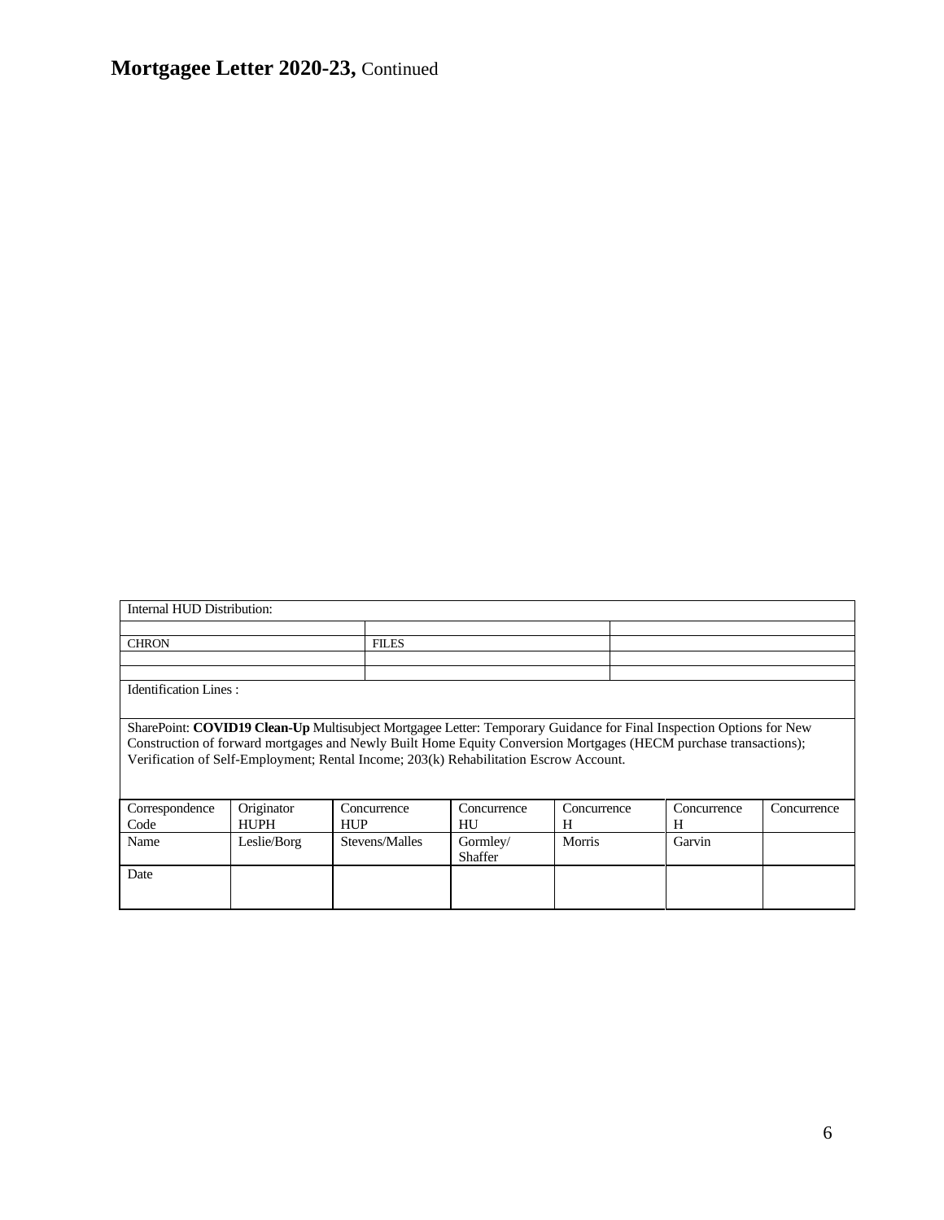| Internal HUD Distribution: | | |
|---|---|---|
| | | |
| CHRON | FILES | |
| | | |
| | | |

Identification Lines :

SharePoint: **COVID19 Clean-Up** Multisubject Mortgagee Letter: Temporary Guidance for Final Inspection Options for New Construction of forward mortgages and Newly Built Home Equity Conversion Mortgages (HECM purchase transactions); Verification of Self-Employment; Rental Income; 203(k) Rehabilitation Escrow Account.

| Correspondence Code | Originator HUPH | Concurrence HUP | Concurrence HU | Concurrence H | Concurrence H | Concurrence |
|---|---|---|---|---|---|---|
| Name | Leslie/Borg | Stevens/Malles | Gormley/ Shaffer | Morris | Garvin | |
| Date | | | | | | |